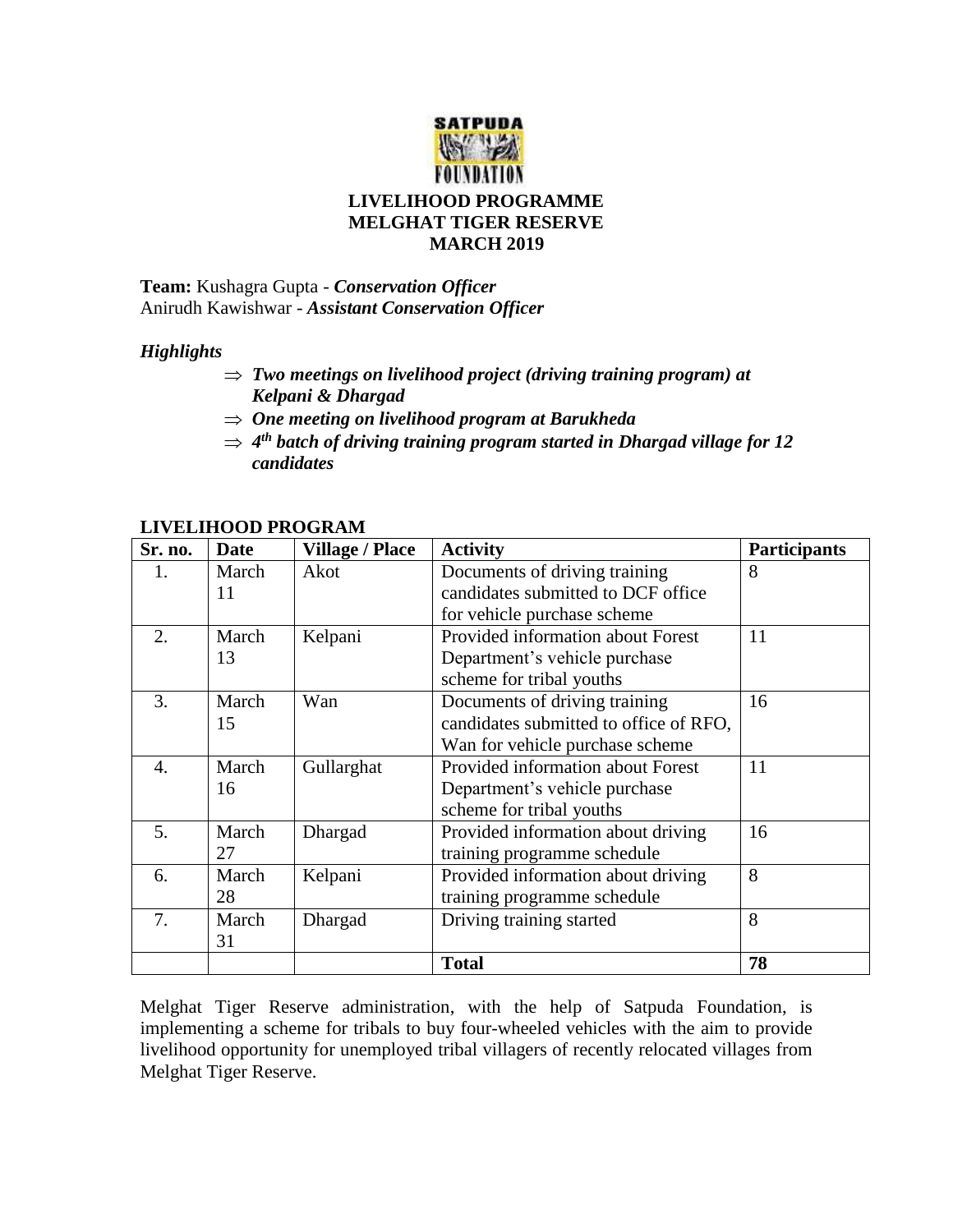SATPUDA FOUNDATION

# LIVELIHOOD PROGRAMME
# MELGHAT TIGER RESERVE
# MARCH 2019

**Team:** Kushagra Gupta - ***Conservation Officer***
Anirudh Kawishwar - ***Assistant Conservation Officer***

***Highlights***

- ⇒ ***Two meetings on livelihood project (driving training program) at Kelpani & Dhargad***
- ⇒ ***One meeting on livelihood program at Barukheda***
- ⇒ ***4th batch of driving training program started in Dhargad village for 12 candidates***

**LIVELIHOOD PROGRAM**

| Sr. no. | Date | Village / Place | Activity | Participants |
|---|---|---|---|---|
| 1. | March 11 | Akot | Documents of driving training candidates submitted to DCF office for vehicle purchase scheme | 8 |
| 2. | March 13 | Kelpani | Provided information about Forest Department's vehicle purchase scheme for tribal youths | 11 |
| 3. | March 15 | Wan | Documents of driving training candidates submitted to office of RFO, Wan for vehicle purchase scheme | 16 |
| 4. | March 16 | Gullarghat | Provided information about Forest Department's vehicle purchase scheme for tribal youths | 11 |
| 5. | March 27 | Dhargad | Provided information about driving training programme schedule | 16 |
| 6. | March 28 | Kelpani | Provided information about driving training programme schedule | 8 |
| 7. | March 31 | Dhargad | Driving training started | 8 |
| | | | **Total** | **78** |

Melghat Tiger Reserve administration, with the help of Satpuda Foundation, is implementing a scheme for tribals to buy four-wheeled vehicles with the aim to provide livelihood opportunity for unemployed tribal villagers of recently relocated villages from Melghat Tiger Reserve.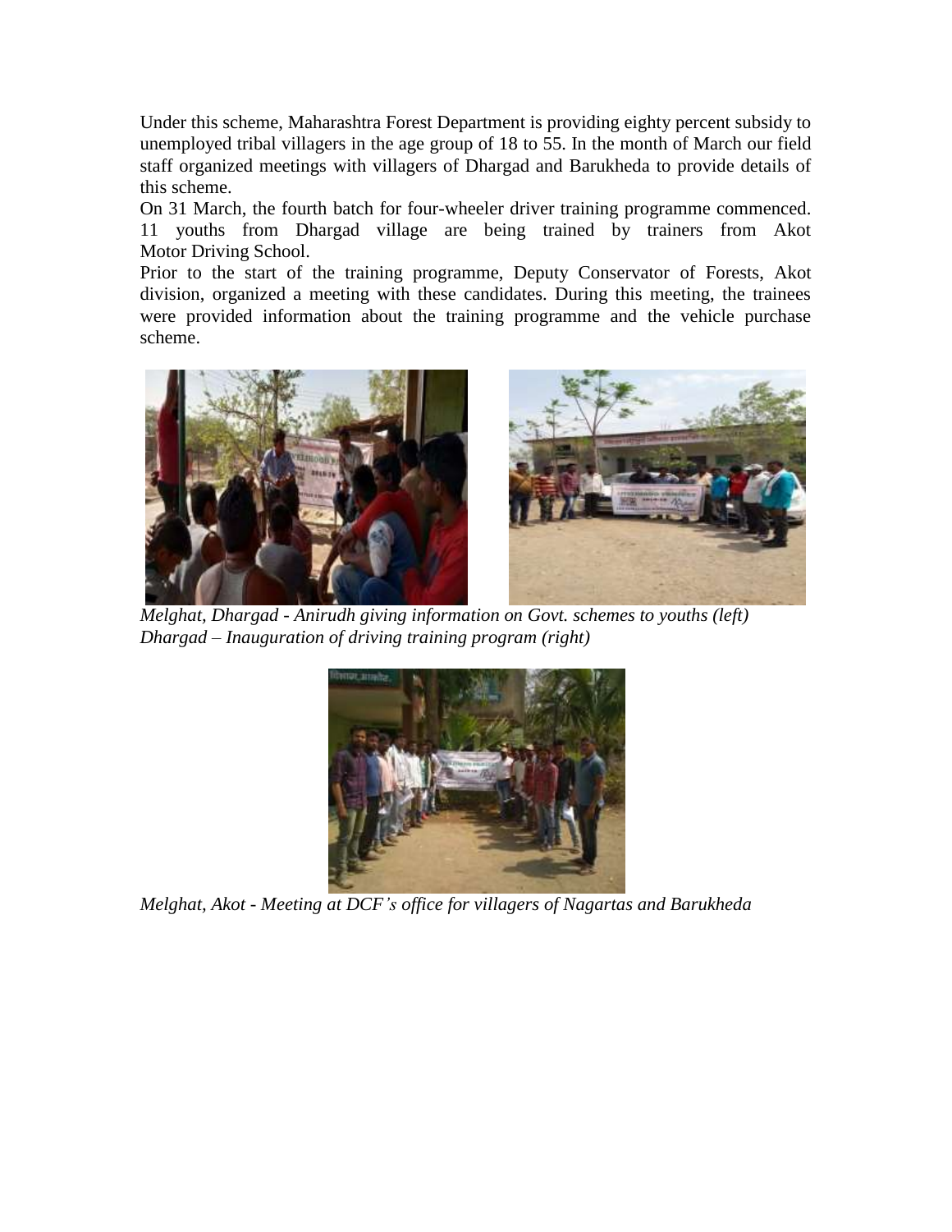Under this scheme, Maharashtra Forest Department is providing eighty percent subsidy to unemployed tribal villagers in the age group of 18 to 55. In the month of March our field staff organized meetings with villagers of Dhargad and Barukheda to provide details of this scheme.

On 31 March, the fourth batch for four-wheeler driver training programme commenced. 11 youths from Dhargad village are being trained by trainers from Akot Motor Driving School.

Prior to the start of the training programme, Deputy Conservator of Forests, Akot division, organized a meeting with these candidates. During this meeting, the trainees were provided information about the training programme and the vehicle purchase scheme.

*Melghat, Dhargad - Anirudh giving information on Govt. schemes to youths (left)*
*Dhargad – Inauguration of driving training program (right)*

*Melghat, Akot - Meeting at DCF's office for villagers of Nagartas and Barukheda*